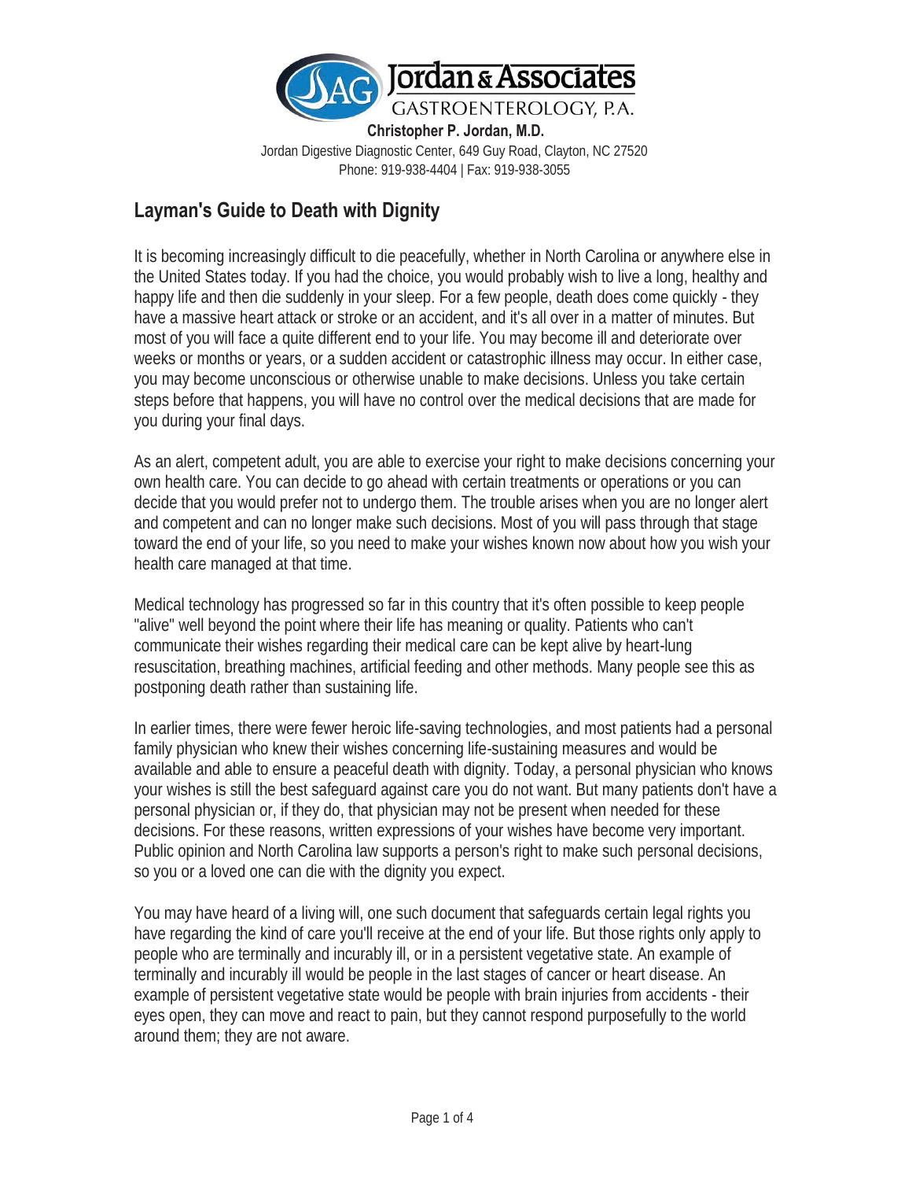Jordan & Associates
GASTROENTEROLOGY, P.A.

**Christopher P. Jordan, M.D.**

Jordan Digestive Diagnostic Center, 649 Guy Road, Clayton, NC 27520
Phone: 919-938-4404 | Fax: 919-938-3055

## Layman's Guide to Death with Dignity

It is becoming increasingly difficult to die peacefully, whether in North Carolina or anywhere else in the United States today. If you had the choice, you would probably wish to live a long, healthy and happy life and then die suddenly in your sleep. For a few people, death does come quickly - they have a massive heart attack or stroke or an accident, and it's all over in a matter of minutes. But most of you will face a quite different end to your life. You may become ill and deteriorate over weeks or months or years, or a sudden accident or catastrophic illness may occur. In either case, you may become unconscious or otherwise unable to make decisions. Unless you take certain steps before that happens, you will have no control over the medical decisions that are made for you during your final days.

As an alert, competent adult, you are able to exercise your right to make decisions concerning your own health care. You can decide to go ahead with certain treatments or operations or you can decide that you would prefer not to undergo them. The trouble arises when you are no longer alert and competent and can no longer make such decisions. Most of you will pass through that stage toward the end of your life, so you need to make your wishes known now about how you wish your health care managed at that time.

Medical technology has progressed so far in this country that it's often possible to keep people "alive" well beyond the point where their life has meaning or quality. Patients who can't communicate their wishes regarding their medical care can be kept alive by heart-lung resuscitation, breathing machines, artificial feeding and other methods. Many people see this as postponing death rather than sustaining life.

In earlier times, there were fewer heroic life-saving technologies, and most patients had a personal family physician who knew their wishes concerning life-sustaining measures and would be available and able to ensure a peaceful death with dignity. Today, a personal physician who knows your wishes is still the best safeguard against care you do not want. But many patients don't have a personal physician or, if they do, that physician may not be present when needed for these decisions. For these reasons, written expressions of your wishes have become very important. Public opinion and North Carolina law supports a person's right to make such personal decisions, so you or a loved one can die with the dignity you expect.

You may have heard of a living will, one such document that safeguards certain legal rights you have regarding the kind of care you'll receive at the end of your life. But those rights only apply to people who are terminally and incurably ill, or in a persistent vegetative state. An example of terminally and incurably ill would be people in the last stages of cancer or heart disease. An example of persistent vegetative state would be people with brain injuries from accidents - their eyes open, they can move and react to pain, but they cannot respond purposefully to the world around them; they are not aware.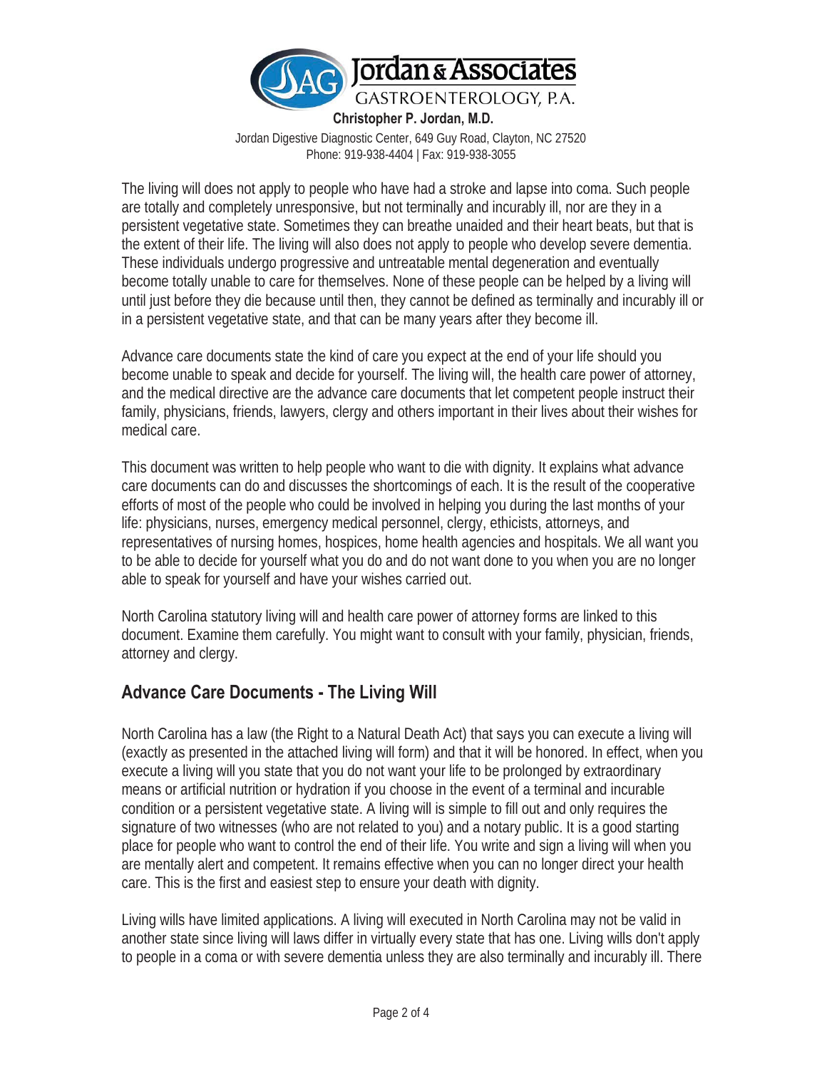The living will does not apply to people who have had a stroke and lapse into coma. Such people are totally and completely unresponsive, but not terminally and incurably ill, nor are they in a persistent vegetative state. Sometimes they can breathe unaided and their heart beats, but that is the extent of their life. The living will also does not apply to people who develop severe dementia. These individuals undergo progressive and untreatable mental degeneration and eventually become totally unable to care for themselves. None of these people can be helped by a living will until just before they die because until then, they cannot be defined as terminally and incurably ill or in a persistent vegetative state, and that can be many years after they become ill.

Advance care documents state the kind of care you expect at the end of your life should you become unable to speak and decide for yourself. The living will, the health care power of attorney, and the medical directive are the advance care documents that let competent people instruct their family, physicians, friends, lawyers, clergy and others important in their lives about their wishes for medical care.

This document was written to help people who want to die with dignity. It explains what advance care documents can do and discusses the shortcomings of each. It is the result of the cooperative efforts of most of the people who could be involved in helping you during the last months of your life: physicians, nurses, emergency medical personnel, clergy, ethicists, attorneys, and representatives of nursing homes, hospices, home health agencies and hospitals. We all want you to be able to decide for yourself what you do and do not want done to you when you are no longer able to speak for yourself and have your wishes carried out.

North Carolina statutory living will and health care power of attorney forms are linked to this document. Examine them carefully. You might want to consult with your family, physician, friends, attorney and clergy.

## Advance Care Documents - The Living Will

North Carolina has a law (the Right to a Natural Death Act) that says you can execute a living will (exactly as presented in the attached living will form) and that it will be honored. In effect, when you execute a living will you state that you do not want your life to be prolonged by extraordinary means or artificial nutrition or hydration if you choose in the event of a terminal and incurable condition or a persistent vegetative state. A living will is simple to fill out and only requires the signature of two witnesses (who are not related to you) and a notary public. It is a good starting place for people who want to control the end of their life. You write and sign a living will when you are mentally alert and competent. It remains effective when you can no longer direct your health care. This is the first and easiest step to ensure your death with dignity.

Living wills have limited applications. A living will executed in North Carolina may not be valid in another state since living will laws differ in virtually every state that has one. Living wills don't apply to people in a coma or with severe dementia unless they are also terminally and incurably ill. There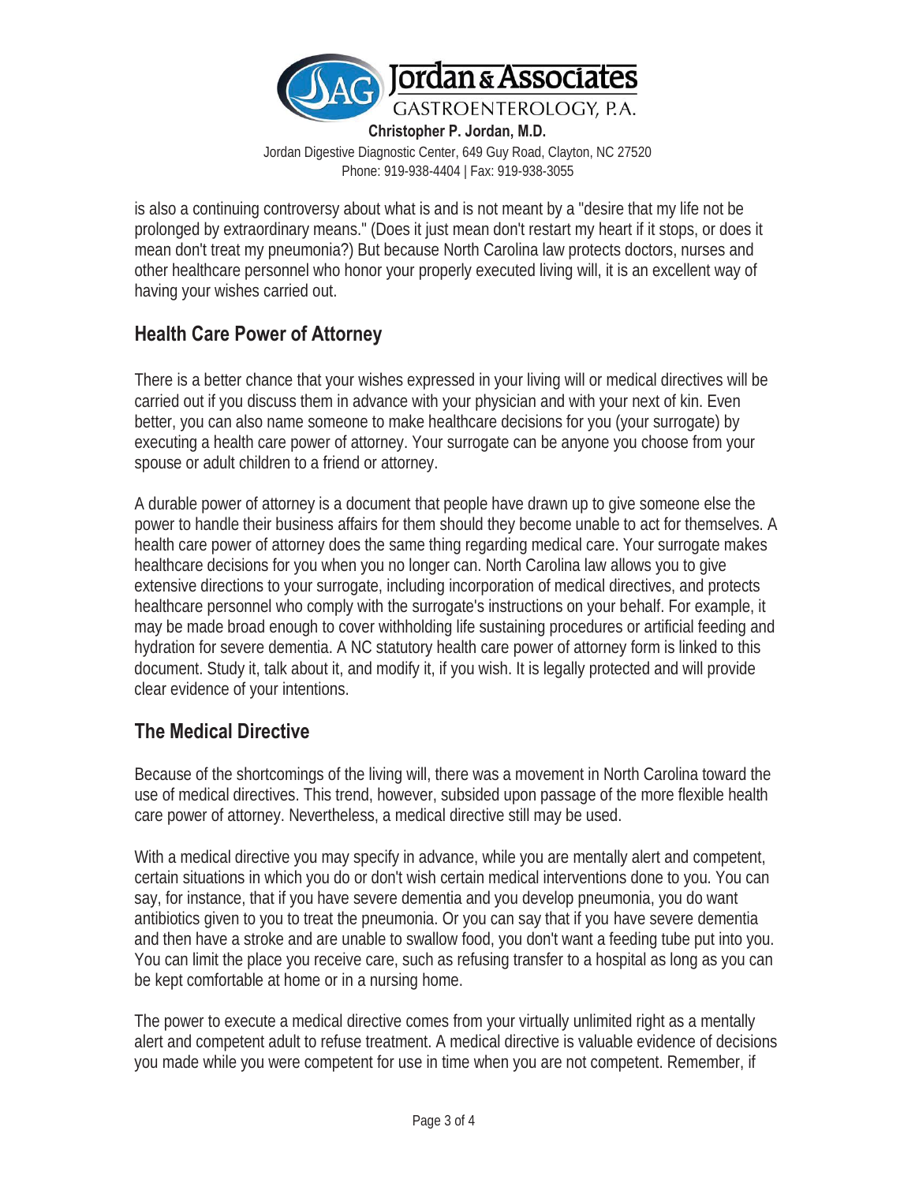is also a continuing controversy about what is and is not meant by a "desire that my life not be prolonged by extraordinary means." (Does it just mean don't restart my heart if it stops, or does it mean don't treat my pneumonia?) But because North Carolina law protects doctors, nurses and other healthcare personnel who honor your properly executed living will, it is an excellent way of having your wishes carried out.

## Health Care Power of Attorney

There is a better chance that your wishes expressed in your living will or medical directives will be carried out if you discuss them in advance with your physician and with your next of kin. Even better, you can also name someone to make healthcare decisions for you (your surrogate) by executing a health care power of attorney. Your surrogate can be anyone you choose from your spouse or adult children to a friend or attorney.

A durable power of attorney is a document that people have drawn up to give someone else the power to handle their business affairs for them should they become unable to act for themselves. A health care power of attorney does the same thing regarding medical care. Your surrogate makes healthcare decisions for you when you no longer can. North Carolina law allows you to give extensive directions to your surrogate, including incorporation of medical directives, and protects healthcare personnel who comply with the surrogate's instructions on your behalf. For example, it may be made broad enough to cover withholding life sustaining procedures or artificial feeding and hydration for severe dementia. A NC statutory health care power of attorney form is linked to this document. Study it, talk about it, and modify it, if you wish. It is legally protected and will provide clear evidence of your intentions.

## The Medical Directive

Because of the shortcomings of the living will, there was a movement in North Carolina toward the use of medical directives. This trend, however, subsided upon passage of the more flexible health care power of attorney. Nevertheless, a medical directive still may be used.

With a medical directive you may specify in advance, while you are mentally alert and competent, certain situations in which you do or don't wish certain medical interventions done to you. You can say, for instance, that if you have severe dementia and you develop pneumonia, you do want antibiotics given to you to treat the pneumonia. Or you can say that if you have severe dementia and then have a stroke and are unable to swallow food, you don't want a feeding tube put into you. You can limit the place you receive care, such as refusing transfer to a hospital as long as you can be kept comfortable at home or in a nursing home.

The power to execute a medical directive comes from your virtually unlimited right as a mentally alert and competent adult to refuse treatment. A medical directive is valuable evidence of decisions you made while you were competent for use in time when you are not competent. Remember, if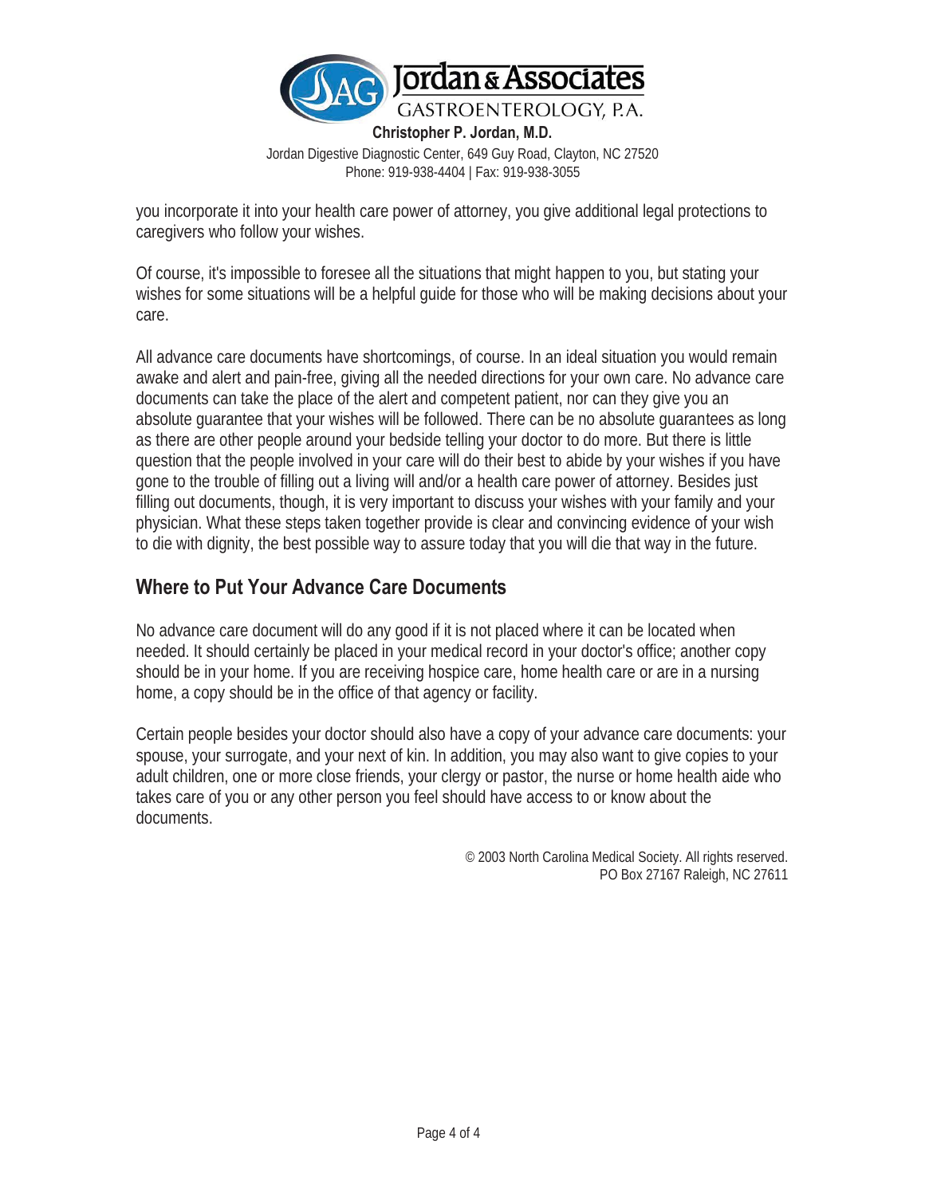you incorporate it into your health care power of attorney, you give additional legal protections to caregivers who follow your wishes.

Of course, it's impossible to foresee all the situations that might happen to you, but stating your wishes for some situations will be a helpful guide for those who will be making decisions about your care.

All advance care documents have shortcomings, of course. In an ideal situation you would remain awake and alert and pain-free, giving all the needed directions for your own care. No advance care documents can take the place of the alert and competent patient, nor can they give you an absolute guarantee that your wishes will be followed. There can be no absolute guarantees as long as there are other people around your bedside telling your doctor to do more. But there is little question that the people involved in your care will do their best to abide by your wishes if you have gone to the trouble of filling out a living will and/or a health care power of attorney. Besides just filling out documents, though, it is very important to discuss your wishes with your family and your physician. What these steps taken together provide is clear and convincing evidence of your wish to die with dignity, the best possible way to assure today that you will die that way in the future.

## Where to Put Your Advance Care Documents

No advance care document will do any good if it is not placed where it can be located when needed. It should certainly be placed in your medical record in your doctor's office; another copy should be in your home. If you are receiving hospice care, home health care or are in a nursing home, a copy should be in the office of that agency or facility.

Certain people besides your doctor should also have a copy of your advance care documents: your spouse, your surrogate, and your next of kin. In addition, you may also want to give copies to your adult children, one or more close friends, your clergy or pastor, the nurse or home health aide who takes care of you or any other person you feel should have access to or know about the documents.

© 2003 North Carolina Medical Society. All rights reserved.
PO Box 27167 Raleigh, NC 27611